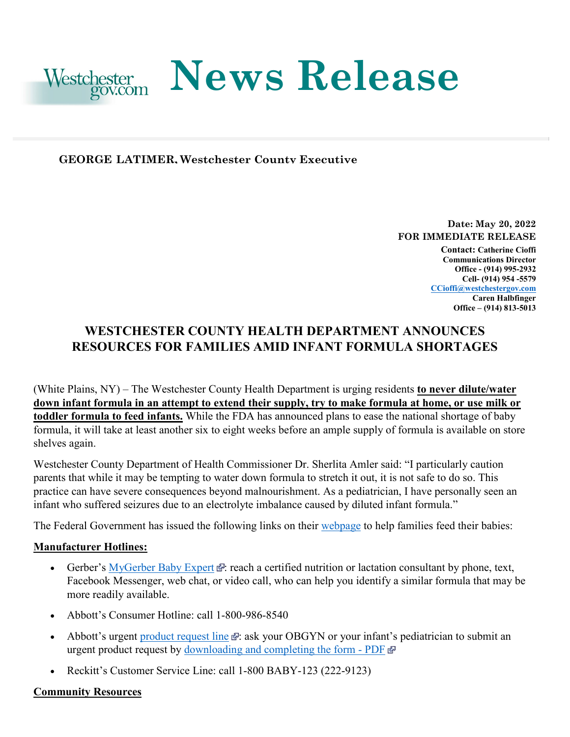# News Release

**GEORGE LATIMER, Westchester County Executive**

**Date: May 20, 2022**
**FOR IMMEDIATE RELEASE**
**Contact: Catherine Cioffi**
**Communications Director**
**Office - (914) 995-2932**
**Cell- (914) 954 -5579**
**[CCioffi@westchestergov.com](mailto:CCioffi@westchestergov.com)**
**Caren Halbfinger**
**Office – (914) 813-5013**

## WESTCHESTER COUNTY HEALTH DEPARTMENT ANNOUNCES RESOURCES FOR FAMILIES AMID INFANT FORMULA SHORTAGES

(White Plains, NY) – The Westchester County Health Department is urging residents **to never dilute/water down infant formula in an attempt to extend their supply, try to make formula at home, or use milk or toddler formula to feed infants.** While the FDA has announced plans to ease the national shortage of baby formula, it will take at least another six to eight weeks before an ample supply of formula is available on store shelves again.

Westchester County Department of Health Commissioner Dr. Sherlita Amler said: "I particularly caution parents that while it may be tempting to water down formula to stretch it out, it is not safe to do so. This practice can have severe consequences beyond malnourishment. As a pediatrician, I have personally seen an infant who suffered seizures due to an electrolyte imbalance caused by diluted infant formula."

The Federal Government has issued the following links on their webpage to help families feed their babies:

**Manufacturer Hotlines:**

- Gerber's MyGerber Baby Expert: reach a certified nutrition or lactation consultant by phone, text, Facebook Messenger, web chat, or video call, who can help you identify a similar formula that may be more readily available.
- Abbott's Consumer Hotline: call 1-800-986-8540
- Abbott's urgent product request line: ask your OBGYN or your infant's pediatrician to submit an urgent product request by downloading and completing the form - PDF
- Reckitt's Customer Service Line: call 1-800 BABY-123 (222-9123)

**Community Resources**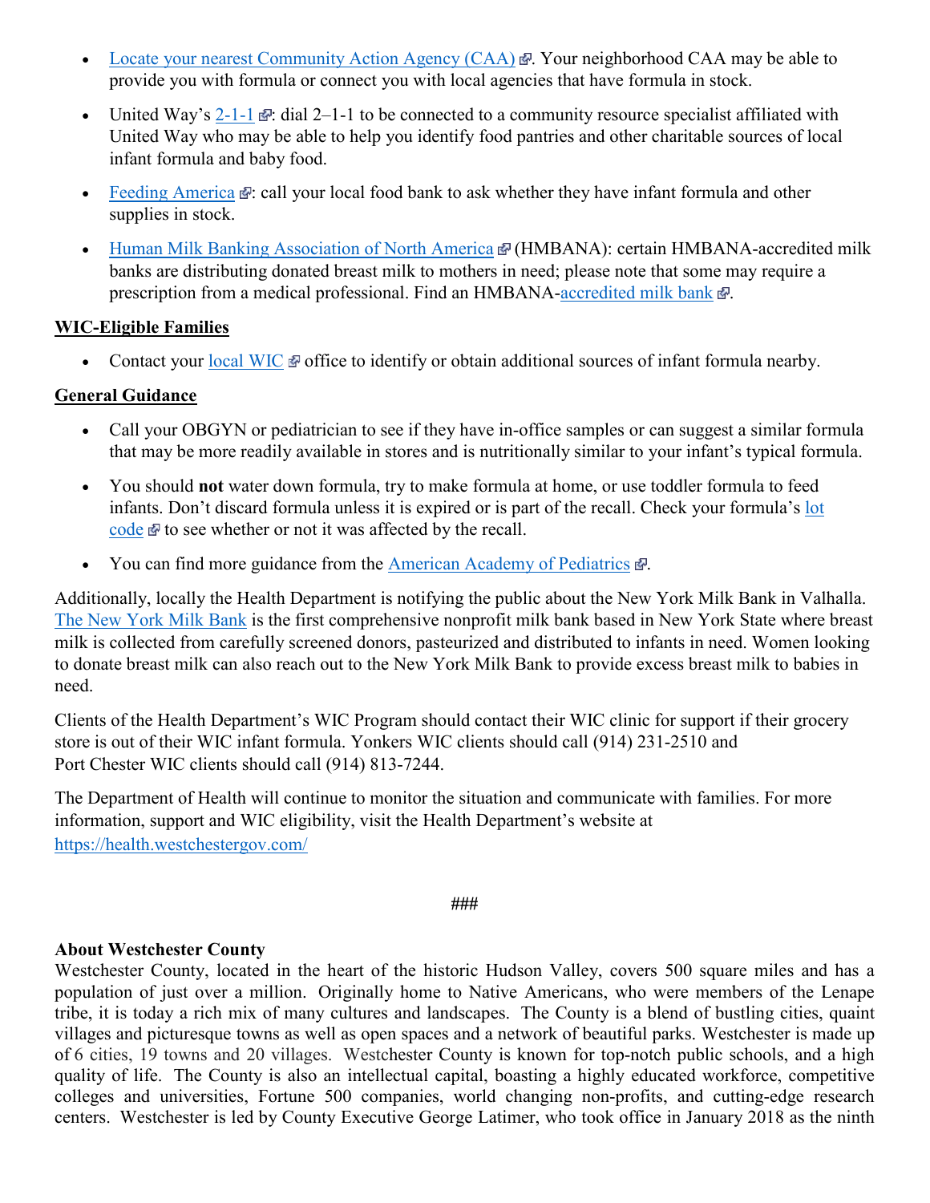- Locate your nearest Community Action Agency (CAA). Your neighborhood CAA may be able to provide you with formula or connect you with local agencies that have formula in stock.
- United Way's 2-1-1: dial 2–1-1 to be connected to a community resource specialist affiliated with United Way who may be able to help you identify food pantries and other charitable sources of local infant formula and baby food.
- Feeding America: call your local food bank to ask whether they have infant formula and other supplies in stock.
- Human Milk Banking Association of North America (HMBANA): certain HMBANA-accredited milk banks are distributing donated breast milk to mothers in need; please note that some may require a prescription from a medical professional. Find an HMBANA-accredited milk bank.

**WIC-Eligible Families**

- Contact your local WIC office to identify or obtain additional sources of infant formula nearby.

**General Guidance**

- Call your OBGYN or pediatrician to see if they have in-office samples or can suggest a similar formula that may be more readily available in stores and is nutritionally similar to your infant's typical formula.
- You should **not** water down formula, try to make formula at home, or use toddler formula to feed infants. Don't discard formula unless it is expired or is part of the recall. Check your formula's lot code to see whether or not it was affected by the recall.
- You can find more guidance from the American Academy of Pediatrics.

Additionally, locally the Health Department is notifying the public about the New York Milk Bank in Valhalla. The New York Milk Bank is the first comprehensive nonprofit milk bank based in New York State where breast milk is collected from carefully screened donors, pasteurized and distributed to infants in need. Women looking to donate breast milk can also reach out to the New York Milk Bank to provide excess breast milk to babies in need.

Clients of the Health Department's WIC Program should contact their WIC clinic for support if their grocery store is out of their WIC infant formula. Yonkers WIC clients should call (914) 231-2510 and Port Chester WIC clients should call (914) 813-7244.

The Department of Health will continue to monitor the situation and communicate with families. For more information, support and WIC eligibility, visit the Health Department's website at https://health.westchestergov.com/

###

**About Westchester County**
Westchester County, located in the heart of the historic Hudson Valley, covers 500 square miles and has a population of just over a million. Originally home to Native Americans, who were members of the Lenape tribe, it is today a rich mix of many cultures and landscapes. The County is a blend of bustling cities, quaint villages and picturesque towns as well as open spaces and a network of beautiful parks. Westchester is made up of 6 cities, 19 towns and 20 villages. Westchester County is known for top-notch public schools, and a high quality of life. The County is also an intellectual capital, boasting a highly educated workforce, competitive colleges and universities, Fortune 500 companies, world changing non-profits, and cutting-edge research centers. Westchester is led by County Executive George Latimer, who took office in January 2018 as the ninth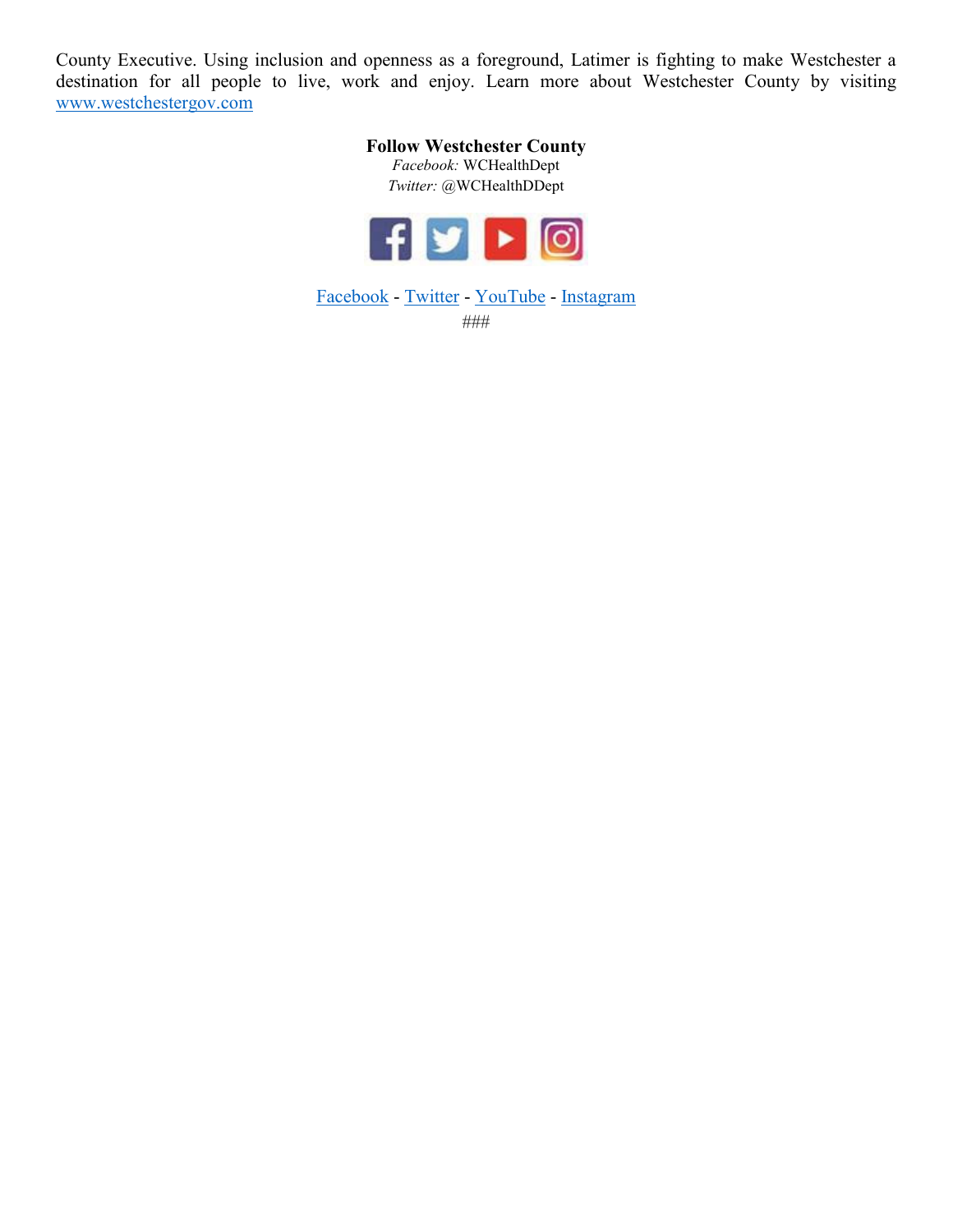County Executive. Using inclusion and openness as a foreground, Latimer is fighting to make Westchester a destination for all people to live, work and enjoy. Learn more about Westchester County by visiting www.westchestergov.com

**Follow Westchester County**
*Facebook:* WCHealthDept
*Twitter:* @WCHealthDDept

Facebook - Twitter - YouTube - Instagram

###